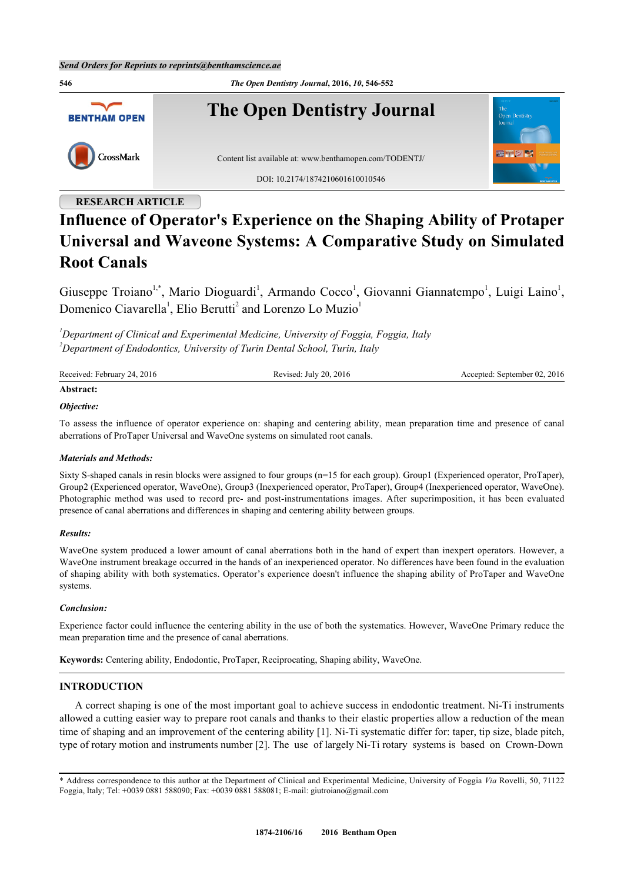**RESEARCH ARTICLE**

# Influence of Operator's Experience on the Shaping Ability of Protaper Universal and Waveone Systems: A Comparative Study on Simulated Root Canals

Giuseppe Troiano[1,*], Mario Dioguardi[1], Armando Cocco[1], Giovanni Giannatempo[1], Luigi Laino[1], Domenico Ciavarella[1], Elio Berutti[2] and Lorenzo Lo Muzio[1]

[1]*Department of Clinical and Experimental Medicine, University of Foggia, Foggia, Italy*
[2]*Department of Endodontics, University of Turin Dental School, Turin, Italy*

Received: February 24, 2016 Revised: July 20, 2016 Accepted: September 02, 2016

**Abstract:**

***Objective:***

To assess the influence of operator experience on: shaping and centering ability, mean preparation time and presence of canal aberrations of ProTaper Universal and WaveOne systems on simulated root canals.

***Materials and Methods:***

Sixty S-shaped canals in resin blocks were assigned to four groups (n=15 for each group). Group1 (Experienced operator, ProTaper), Group2 (Experienced operator, WaveOne), Group3 (Inexperienced operator, ProTaper), Group4 (Inexperienced operator, WaveOne). Photographic method was used to record pre- and post-instrumentations images. After superimposition, it has been evaluated presence of canal aberrations and differences in shaping and centering ability between groups.

***Results:***

WaveOne system produced a lower amount of canal aberrations both in the hand of expert than inexpert operators. However, a WaveOne instrument breakage occurred in the hands of an inexperienced operator. No differences have been found in the evaluation of shaping ability with both systematics. Operator's experience doesn't influence the shaping ability of ProTaper and WaveOne systems.

***Conclusion:***

Experience factor could influence the centering ability in the use of both the systematics. However, WaveOne Primary reduce the mean preparation time and the presence of canal aberrations.

**Keywords:** Centering ability, Endodontic, ProTaper, Reciprocating, Shaping ability, WaveOne.

## INTRODUCTION

A correct shaping is one of the most important goal to achieve success in endodontic treatment. Ni-Ti instruments allowed a cutting easier way to prepare root canals and thanks to their elastic properties allow a reduction of the mean time of shaping and an improvement of the centering ability [1]. Ni-Ti systematic differ for: taper, tip size, blade pitch, type of rotary motion and instruments number [2]. The use of largely Ni-Ti rotary systems is based on Crown-Down

---

\* Address correspondence to this author at the Department of Clinical and Experimental Medicine, University of Foggia *Via* Rovelli, 50, 71122 Foggia, Italy; Tel: +0039 0881 588090; Fax: +0039 0881 588081; E-mail: giutroiano@gmail.com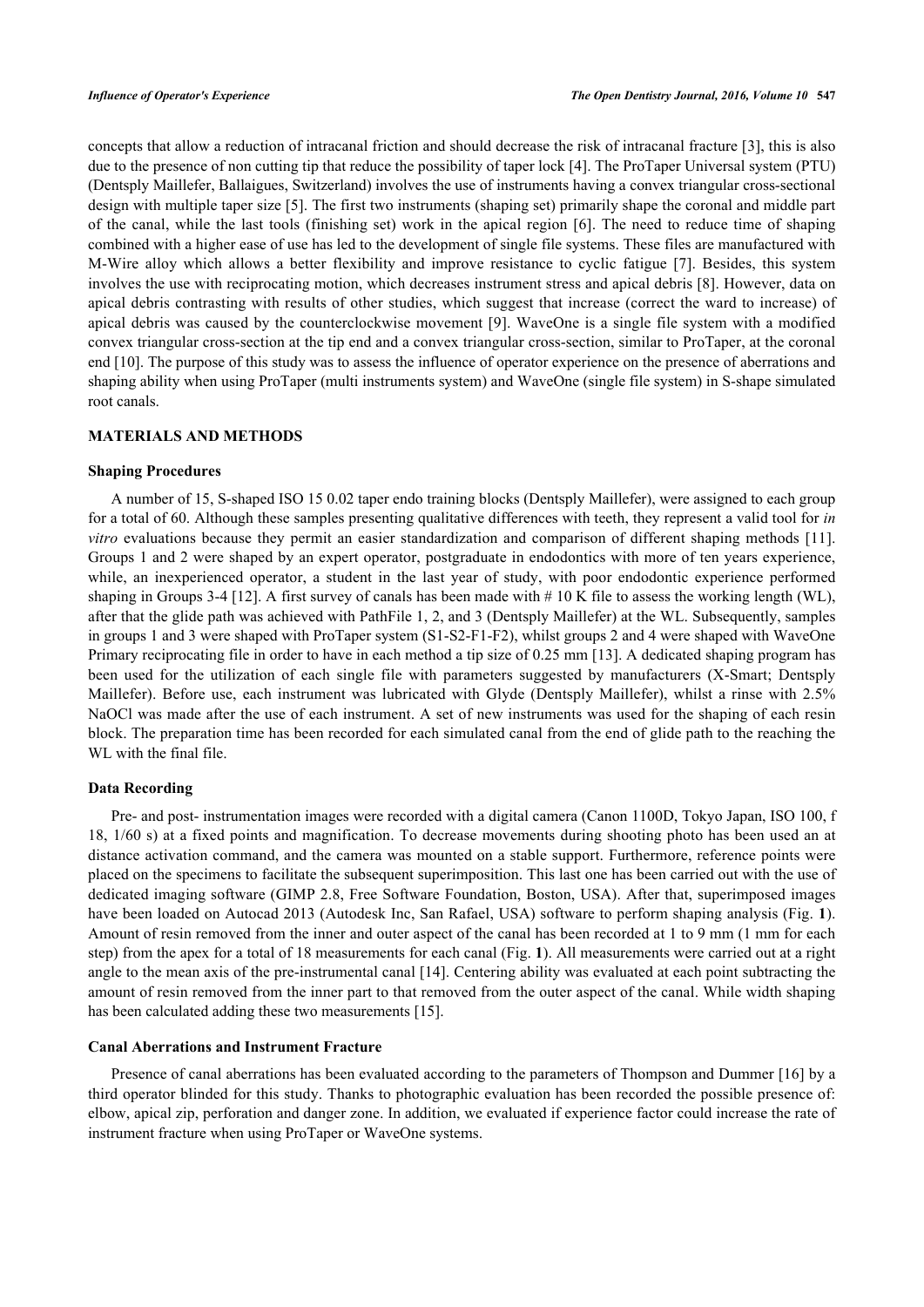concepts that allow a reduction of intracanal friction and should decrease the risk of intracanal fracture [3], this is also due to the presence of non cutting tip that reduce the possibility of taper lock [4]. The ProTaper Universal system (PTU) (Dentsply Maillefer, Ballaigues, Switzerland) involves the use of instruments having a convex triangular cross-sectional design with multiple taper size [5]. The first two instruments (shaping set) primarily shape the coronal and middle part of the canal, while the last tools (finishing set) work in the apical region [6]. The need to reduce time of shaping combined with a higher ease of use has led to the development of single file systems. These files are manufactured with M-Wire alloy which allows a better flexibility and improve resistance to cyclic fatigue [7]. Besides, this system involves the use with reciprocating motion, which decreases instrument stress and apical debris [8]. However, data on apical debris contrasting with results of other studies, which suggest that increase (correct the ward to increase) of apical debris was caused by the counterclockwise movement [9]. WaveOne is a single file system with a modified convex triangular cross-section at the tip end and a convex triangular cross-section, similar to ProTaper, at the coronal end [10]. The purpose of this study was to assess the influence of operator experience on the presence of aberrations and shaping ability when using ProTaper (multi instruments system) and WaveOne (single file system) in S-shape simulated root canals.

## MATERIALS AND METHODS

### Shaping Procedures

A number of 15, S-shaped ISO 15 0.02 taper endo training blocks (Dentsply Maillefer), were assigned to each group for a total of 60. Although these samples presenting qualitative differences with teeth, they represent a valid tool for *in vitro* evaluations because they permit an easier standardization and comparison of different shaping methods [11]. Groups 1 and 2 were shaped by an expert operator, postgraduate in endodontics with more of ten years experience, while, an inexperienced operator, a student in the last year of study, with poor endodontic experience performed shaping in Groups 3-4 [12]. A first survey of canals has been made with # 10 K file to assess the working length (WL), after that the glide path was achieved with PathFile 1, 2, and 3 (Dentsply Maillefer) at the WL. Subsequently, samples in groups 1 and 3 were shaped with ProTaper system (S1-S2-F1-F2), whilst groups 2 and 4 were shaped with WaveOne Primary reciprocating file in order to have in each method a tip size of 0.25 mm [13]. A dedicated shaping program has been used for the utilization of each single file with parameters suggested by manufacturers (X-Smart; Dentsply Maillefer). Before use, each instrument was lubricated with Glyde (Dentsply Maillefer), whilst a rinse with 2.5% NaOCl was made after the use of each instrument. A set of new instruments was used for the shaping of each resin block. The preparation time has been recorded for each simulated canal from the end of glide path to the reaching the WL with the final file.

### Data Recording

Pre- and post- instrumentation images were recorded with a digital camera (Canon 1100D, Tokyo Japan, ISO 100, f 18, 1/60 s) at a fixed points and magnification. To decrease movements during shooting photo has been used an at distance activation command, and the camera was mounted on a stable support. Furthermore, reference points were placed on the specimens to facilitate the subsequent superimposition. This last one has been carried out with the use of dedicated imaging software (GIMP 2.8, Free Software Foundation, Boston, USA). After that, superimposed images have been loaded on Autocad 2013 (Autodesk Inc, San Rafael, USA) software to perform shaping analysis (Fig. **1**). Amount of resin removed from the inner and outer aspect of the canal has been recorded at 1 to 9 mm (1 mm for each step) from the apex for a total of 18 measurements for each canal (Fig. **1**). All measurements were carried out at a right angle to the mean axis of the pre-instrumental canal [14]. Centering ability was evaluated at each point subtracting the amount of resin removed from the inner part to that removed from the outer aspect of the canal. While width shaping has been calculated adding these two measurements [15].

### Canal Aberrations and Instrument Fracture

Presence of canal aberrations has been evaluated according to the parameters of Thompson and Dummer [16] by a third operator blinded for this study. Thanks to photographic evaluation has been recorded the possible presence of: elbow, apical zip, perforation and danger zone. In addition, we evaluated if experience factor could increase the rate of instrument fracture when using ProTaper or WaveOne systems.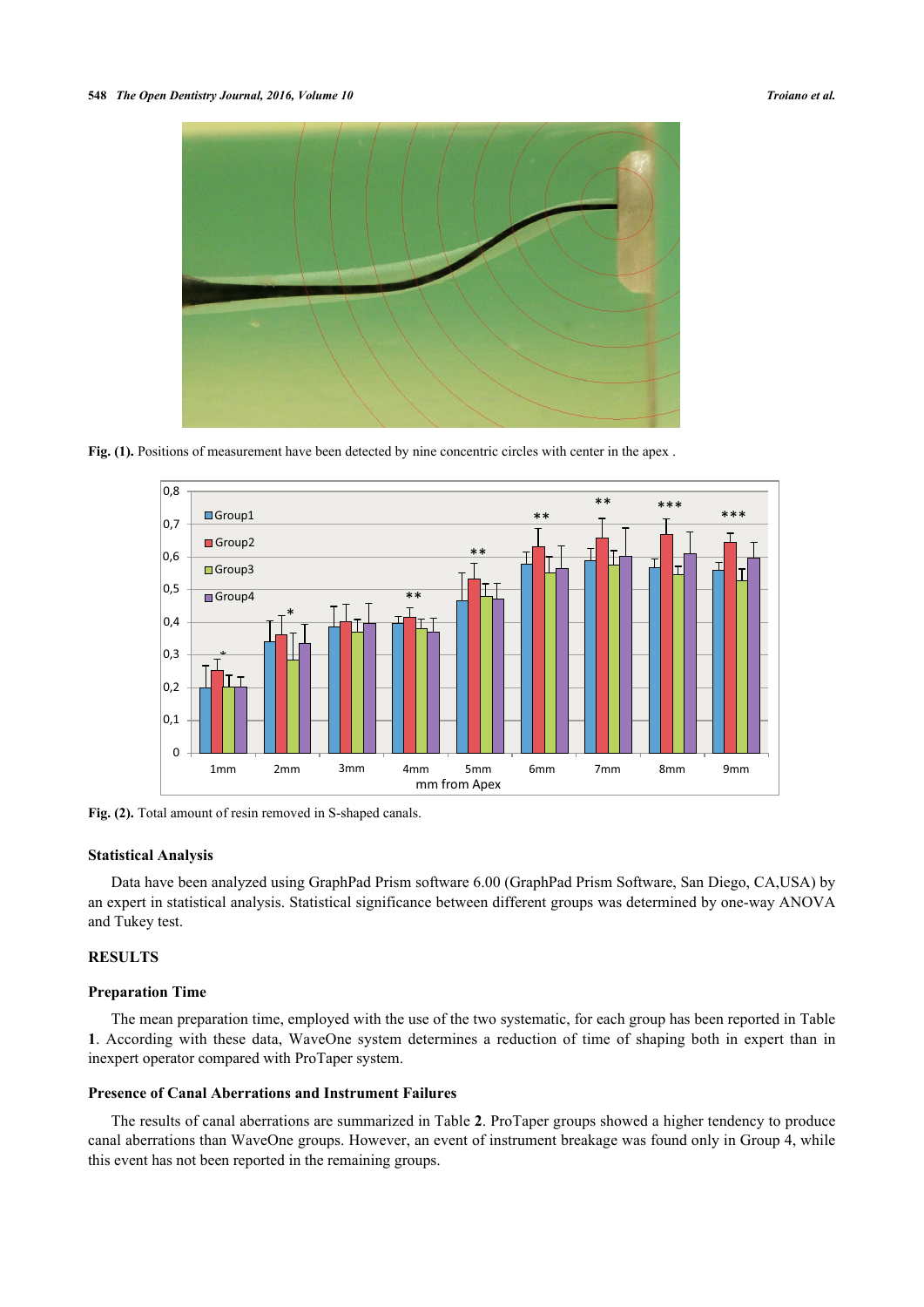Fig. (1). Positions of measurement have been detected by nine concentric circles with center in the apex .

Fig. (2). Total amount of resin removed in S-shaped canals.

### Statistical Analysis

Data have been analyzed using GraphPad Prism software 6.00 (GraphPad Prism Software, San Diego, CA,USA) by an expert in statistical analysis. Statistical significance between different groups was determined by one-way ANOVA and Tukey test.

## RESULTS

### Preparation Time

The mean preparation time, employed with the use of the two systematic, for each group has been reported in Table **1**. According with these data, WaveOne system determines a reduction of time of shaping both in expert than in inexpert operator compared with ProTaper system.

### Presence of Canal Aberrations and Instrument Failures

The results of canal aberrations are summarized in Table **2**. ProTaper groups showed a higher tendency to produce canal aberrations than WaveOne groups. However, an event of instrument breakage was found only in Group 4, while this event has not been reported in the remaining groups.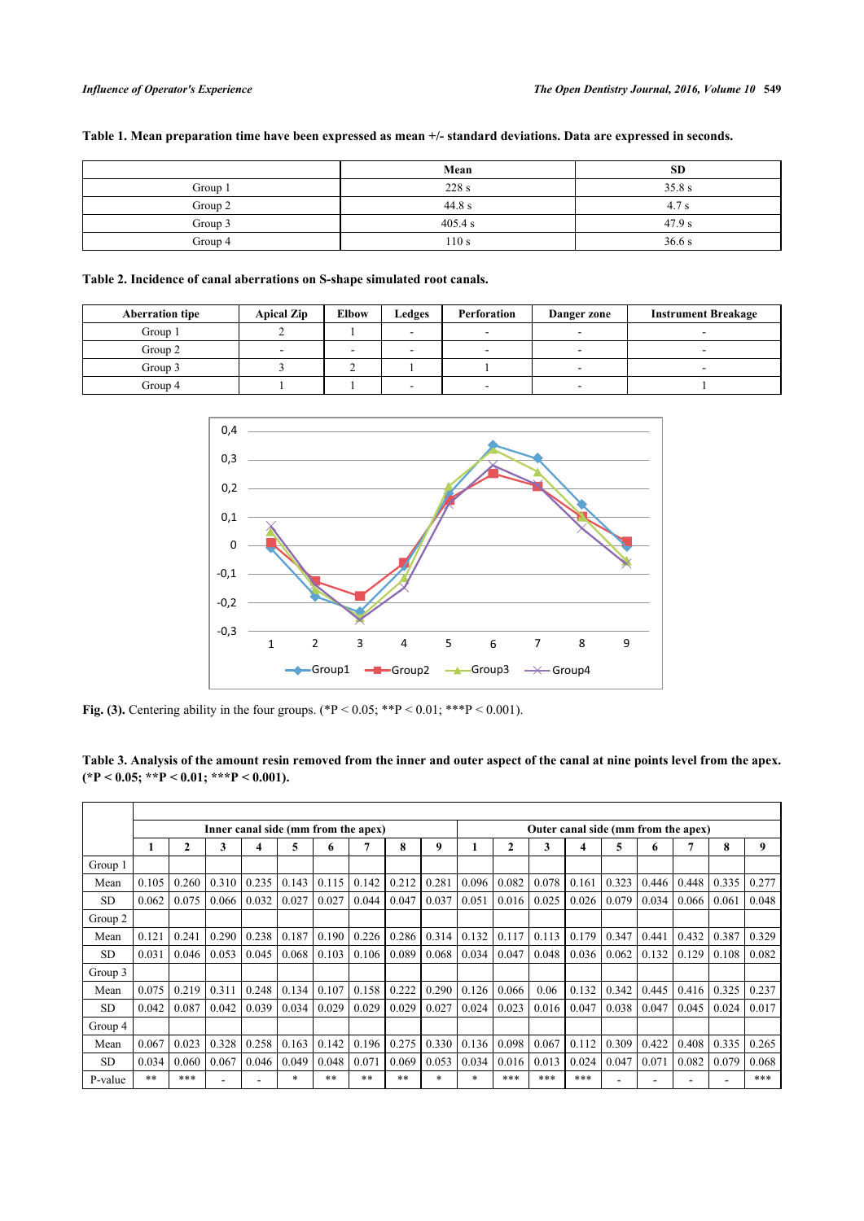**Table 1. Mean preparation time have been expressed as mean +/- standard deviations. Data are expressed in seconds.**

| | Mean | SD |
|---|---|---|
| Group 1 | 228 s | 35.8 s |
| Group 2 | 44.8 s | 4.7 s |
| Group 3 | 405.4 s | 47.9 s |
| Group 4 | 110 s | 36.6 s |

**Table 2. Incidence of canal aberrations on S-shape simulated root canals.**

| Aberration tipe | Apical Zip | Elbow | Ledges | Perforation | Danger zone | Instrument Breakage |
|---|---|---|---|---|---|---|
| Group 1 | 2 | 1 | - | - | - | - |
| Group 2 | - | - | - | - | - | - |
| Group 3 | 3 | 2 | 1 | 1 | - | - |
| Group 4 | 1 | 1 | - | - | - | 1 |

**Fig. (3).** Centering ability in the four groups. (*P < 0.05; **P < 0.01; ***P < 0.001).

**Table 3. Analysis of the amount resin removed from the inner and outer aspect of the canal at nine points level from the apex. (*P < 0.05; **P < 0.01; ***P < 0.001).**

| | Inner canal side (mm from the apex) | | | | | | | | | Outer canal side (mm from the apex) | | | | | | | | |
|---|---|---|---|---|---|---|---|---|---|---|---|---|---|---|---|---|---|---|
| | 1 | 2 | 3 | 4 | 5 | 6 | 7 | 8 | 9 | 1 | 2 | 3 | 4 | 5 | 6 | 7 | 8 | 9 |
| Group 1 | | | | | | | | | | | | | | | | | | |
| Mean | 0.105 | 0.260 | 0.310 | 0.235 | 0.143 | 0.115 | 0.142 | 0.212 | 0.281 | 0.096 | 0.082 | 0.078 | 0.161 | 0.323 | 0.446 | 0.448 | 0.335 | 0.277 |
| SD | 0.062 | 0.075 | 0.066 | 0.032 | 0.027 | 0.027 | 0.044 | 0.047 | 0.037 | 0.051 | 0.016 | 0.025 | 0.026 | 0.079 | 0.034 | 0.066 | 0.061 | 0.048 |
| Group 2 | | | | | | | | | | | | | | | | | | |
| Mean | 0.121 | 0.241 | 0.290 | 0.238 | 0.187 | 0.190 | 0.226 | 0.286 | 0.314 | 0.132 | 0.117 | 0.113 | 0.179 | 0.347 | 0.441 | 0.432 | 0.387 | 0.329 |
| SD | 0.031 | 0.046 | 0.053 | 0.045 | 0.068 | 0.103 | 0.106 | 0.089 | 0.068 | 0.034 | 0.047 | 0.048 | 0.036 | 0.062 | 0.132 | 0.129 | 0.108 | 0.082 |
| Group 3 | | | | | | | | | | | | | | | | | | |
| Mean | 0.075 | 0.219 | 0.311 | 0.248 | 0.134 | 0.107 | 0.158 | 0.222 | 0.290 | 0.126 | 0.066 | 0.06 | 0.132 | 0.342 | 0.445 | 0.416 | 0.325 | 0.237 |
| SD | 0.042 | 0.087 | 0.042 | 0.039 | 0.034 | 0.029 | 0.029 | 0.029 | 0.027 | 0.024 | 0.023 | 0.016 | 0.047 | 0.038 | 0.047 | 0.045 | 0.024 | 0.017 |
| Group 4 | | | | | | | | | | | | | | | | | | |
| Mean | 0.067 | 0.023 | 0.328 | 0.258 | 0.163 | 0.142 | 0.196 | 0.275 | 0.330 | 0.136 | 0.098 | 0.067 | 0.112 | 0.309 | 0.422 | 0.408 | 0.335 | 0.265 |
| SD | 0.034 | 0.060 | 0.067 | 0.046 | 0.049 | 0.048 | 0.071 | 0.069 | 0.053 | 0.034 | 0.016 | 0.013 | 0.024 | 0.047 | 0.071 | 0.082 | 0.079 | 0.068 |
| P-value | ** | *** | - | - | * | ** | ** | ** | * | * | *** | *** | *** | - | - | - | - | *** |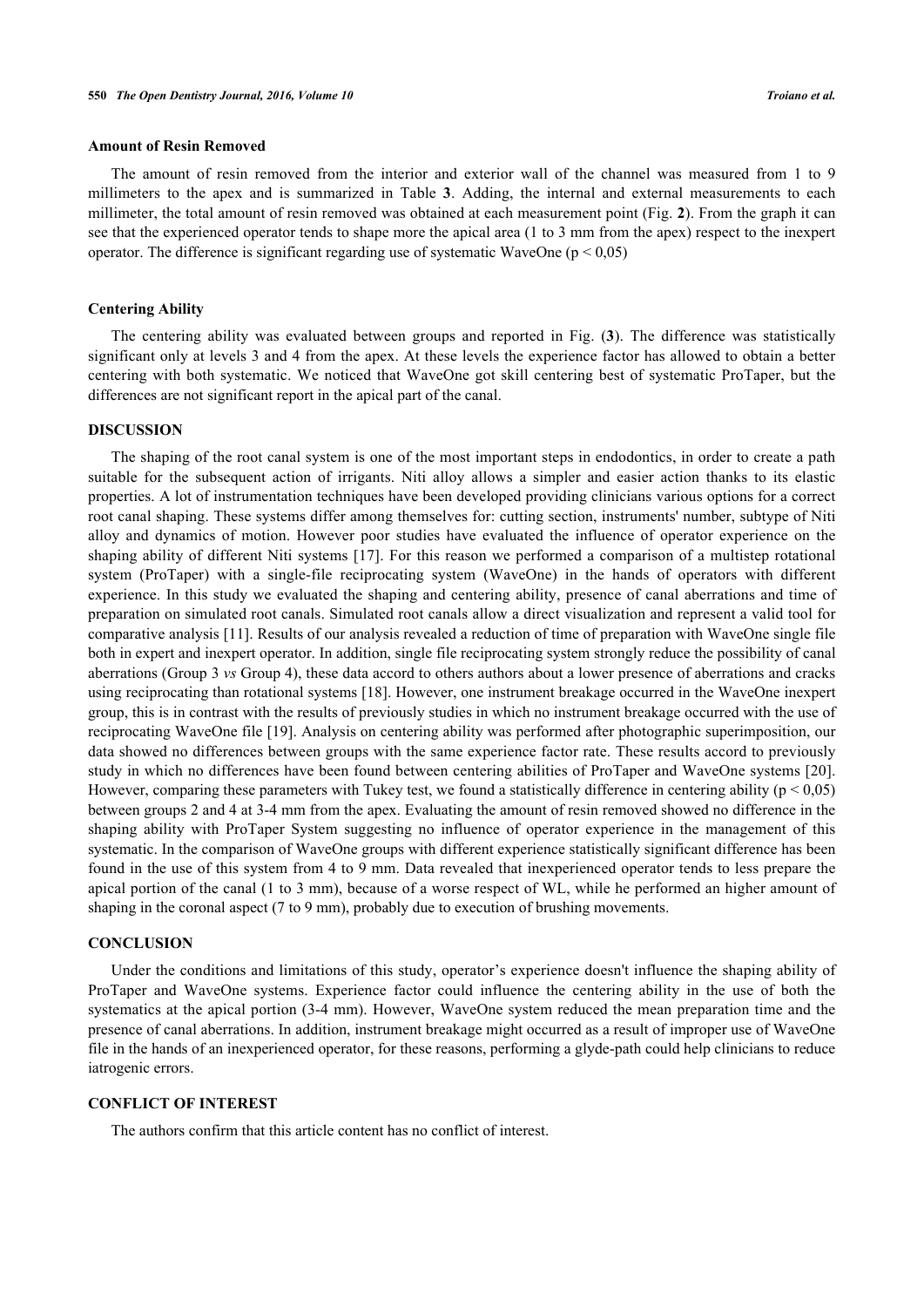### Amount of Resin Removed

The amount of resin removed from the interior and exterior wall of the channel was measured from 1 to 9 millimeters to the apex and is summarized in Table **3**. Adding, the internal and external measurements to each millimeter, the total amount of resin removed was obtained at each measurement point (Fig. **2**). From the graph it can see that the experienced operator tends to shape more the apical area (1 to 3 mm from the apex) respect to the inexpert operator. The difference is significant regarding use of systematic WaveOne ($p < 0,05$)

### Centering Ability

The centering ability was evaluated between groups and reported in Fig. (**3**). The difference was statistically significant only at levels 3 and 4 from the apex. At these levels the experience factor has allowed to obtain a better centering with both systematic. We noticed that WaveOne got skill centering best of systematic ProTaper, but the differences are not significant report in the apical part of the canal.

## DISCUSSION

The shaping of the root canal system is one of the most important steps in endodontics, in order to create a path suitable for the subsequent action of irrigants. Niti alloy allows a simpler and easier action thanks to its elastic properties. A lot of instrumentation techniques have been developed providing clinicians various options for a correct root canal shaping. These systems differ among themselves for: cutting section, instruments' number, subtype of Niti alloy and dynamics of motion. However poor studies have evaluated the influence of operator experience on the shaping ability of different Niti systems [17]. For this reason we performed a comparison of a multistep rotational system (ProTaper) with a single-file reciprocating system (WaveOne) in the hands of operators with different experience. In this study we evaluated the shaping and centering ability, presence of canal aberrations and time of preparation on simulated root canals. Simulated root canals allow a direct visualization and represent a valid tool for comparative analysis [11]. Results of our analysis revealed a reduction of time of preparation with WaveOne single file both in expert and inexpert operator. In addition, single file reciprocating system strongly reduce the possibility of canal aberrations (Group 3 *vs* Group 4), these data accord to others authors about a lower presence of aberrations and cracks using reciprocating than rotational systems [18]. However, one instrument breakage occurred in the WaveOne inexpert group, this is in contrast with the results of previously studies in which no instrument breakage occurred with the use of reciprocating WaveOne file [19]. Analysis on centering ability was performed after photographic superimposition, our data showed no differences between groups with the same experience factor rate. These results accord to previously study in which no differences have been found between centering abilities of ProTaper and WaveOne systems [20]. However, comparing these parameters with Tukey test, we found a statistically difference in centering ability ($p < 0,05$) between groups 2 and 4 at 3-4 mm from the apex. Evaluating the amount of resin removed showed no difference in the shaping ability with ProTaper System suggesting no influence of operator experience in the management of this systematic. In the comparison of WaveOne groups with different experience statistically significant difference has been found in the use of this system from 4 to 9 mm. Data revealed that inexperienced operator tends to less prepare the apical portion of the canal (1 to 3 mm), because of a worse respect of WL, while he performed an higher amount of shaping in the coronal aspect (7 to 9 mm), probably due to execution of brushing movements.

## CONCLUSION

Under the conditions and limitations of this study, operator's experience doesn't influence the shaping ability of ProTaper and WaveOne systems. Experience factor could influence the centering ability in the use of both the systematics at the apical portion (3-4 mm). However, WaveOne system reduced the mean preparation time and the presence of canal aberrations. In addition, instrument breakage might occurred as a result of improper use of WaveOne file in the hands of an inexperienced operator, for these reasons, performing a glyde-path could help clinicians to reduce iatrogenic errors.

## CONFLICT OF INTEREST

The authors confirm that this article content has no conflict of interest.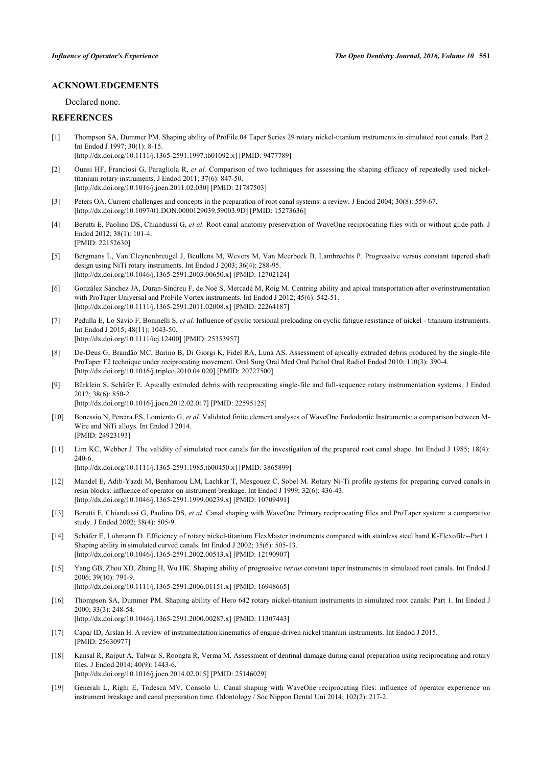## ACKNOWLEDGEMENTS

Declared none.

## REFERENCES

[1] Thompson SA, Dummer PM. Shaping ability of ProFile.04 Taper Series 29 rotary nickel-titanium instruments in simulated root canals. Part 2. Int Endod J 1997; 30(1): 8-15.
[http://dx.doi.org/10.1111/j.1365-2591.1997.tb01092.x] [PMID: 9477789]

[2] Ounsi HF, Franciosi G, Paragliola R, *et al.* Comparison of two techniques for assessing the shaping efficacy of repeatedly used nickel-titanium rotary instruments. J Endod 2011; 37(6): 847-50.
[http://dx.doi.org/10.1016/j.joen.2011.02.030] [PMID: 21787503]

[3] Peters OA. Current challenges and concepts in the preparation of root canal systems: a review. J Endod 2004; 30(8): 559-67.
[http://dx.doi.org/10.1097/01.DON.0000129039.59003.9D] [PMID: 15273636]

[4] Berutti E, Paolino DS, Chiandussi G, *et al.* Root canal anatomy preservation of WaveOne reciprocating files with or without glide path. J Endod 2012; 38(1): 101-4.
[PMID: 22152630]

[5] Bergmans L, Van Cleynenbreugel J, Beullens M, Wevers M, Van Meerbeek B, Lambrechts P. Progressive versus constant tapered shaft design using NiTi rotary instruments. Int Endod J 2003; 36(4): 288-95.
[http://dx.doi.org/10.1046/j.1365-2591.2003.00650.x] [PMID: 12702124]

[6] González Sánchez JA, Duran-Sindreu F, de Noé S, Mercadé M, Roig M. Centring ability and apical transportation after overinstrumentation with ProTaper Universal and ProFile Vortex instruments. Int Endod J 2012; 45(6): 542-51.
[http://dx.doi.org/10.1111/j.1365-2591.2011.02008.x] [PMID: 22264187]

[7] Pedulla E, Lo Savio F, Boninelli S, *et al.* Influence of cyclic torsional preloading on cyclic fatigue resistance of nickel - titanium instruments. Int Endod J 2015; 48(11): 1043-50.
[http://dx.doi.org/10.1111/iej.12400] [PMID: 25353957]

[8] De-Deus G, Brandão MC, Barino B, Di Giorgi K, Fidel RA, Luna AS. Assessment of apically extruded debris produced by the single-file ProTaper F2 technique under reciprocating movement. Oral Surg Oral Med Oral Pathol Oral Radiol Endod 2010; 110(3): 390-4.
[http://dx.doi.org/10.1016/j.tripleo.2010.04.020] [PMID: 20727500]

[9] Bürklein S, Schäfer E. Apically extruded debris with reciprocating single-file and full-sequence rotary instrumentation systems. J Endod 2012; 38(6): 850-2.
[http://dx.doi.org/10.1016/j.joen.2012.02.017] [PMID: 22595125]

[10] Bonessio N, Pereira ES, Lomiento G, *et al.* Validated finite element analyses of WaveOne Endodontic Instruments: a comparison between M-Wire and NiTi alloys. Int Endod J 2014.
[PMID: 24923193]

[11] Lim KC, Webber J. The validity of simulated root canals for the investigation of the prepared root canal shape. Int Endod J 1985; 18(4): 240-6.
[http://dx.doi.org/10.1111/j.1365-2591.1985.tb00450.x] [PMID: 3865899]

[12] Mandel E, Adib-Yazdi M, Benhamou LM, Lachkar T, Mesgouez C, Sobel M. Rotary Ni-Ti profile systems for preparing curved canals in resin blocks: influence of operator on instrument breakage. Int Endod J 1999; 32(6): 436-43.
[http://dx.doi.org/10.1046/j.1365-2591.1999.00239.x] [PMID: 10709491]

[13] Berutti E, Chiandussi G, Paolino DS, *et al.* Canal shaping with WaveOne Primary reciprocating files and ProTaper system: a comparative study. J Endod 2002; 38(4): 505-9.

[14] Schäfer E, Lohmann D. Efficiency of rotary nickel-titanium FlexMaster instruments compared with stainless steel hand K-Flexofile--Part 1. Shaping ability in simulated curved canals. Int Endod J 2002; 35(6): 505-13.
[http://dx.doi.org/10.1046/j.1365-2591.2002.00513.x] [PMID: 12190907]

[15] Yang GB, Zhou XD, Zhang H, Wu HK. Shaping ability of progressive *versus* constant taper instruments in simulated root canals. Int Endod J 2006; 39(10): 791-9.
[http://dx.doi.org/10.1111/j.1365-2591.2006.01151.x] [PMID: 16948665]

[16] Thompson SA, Dummer PM. Shaping ability of Hero 642 rotary nickel-titanium instruments in simulated root canals: Part 1. Int Endod J 2000; 33(3): 248-54.
[http://dx.doi.org/10.1046/j.1365-2591.2000.00287.x] [PMID: 11307443]

[17] Capar ID, Arslan H. A review of instrumentation kinematics of engine-driven nickel titanium instruments. Int Endod J 2015.
[PMID: 25630977]

[18] Kansal R, Rajput A, Talwar S, Roongta R, Verma M. Assessment of dentinal damage during canal preparation using reciprocating and rotary files. J Endod 2014; 40(9): 1443-6.
[http://dx.doi.org/10.1016/j.joen.2014.02.015] [PMID: 25146029]

[19] Generali L, Righi E, Todesca MV, Consolo U. Canal shaping with WaveOne reciprocating files: influence of operator experience on instrument breakage and canal preparation time. Odontology / Soc Nippon Dental Uni 2014; 102(2): 217-2.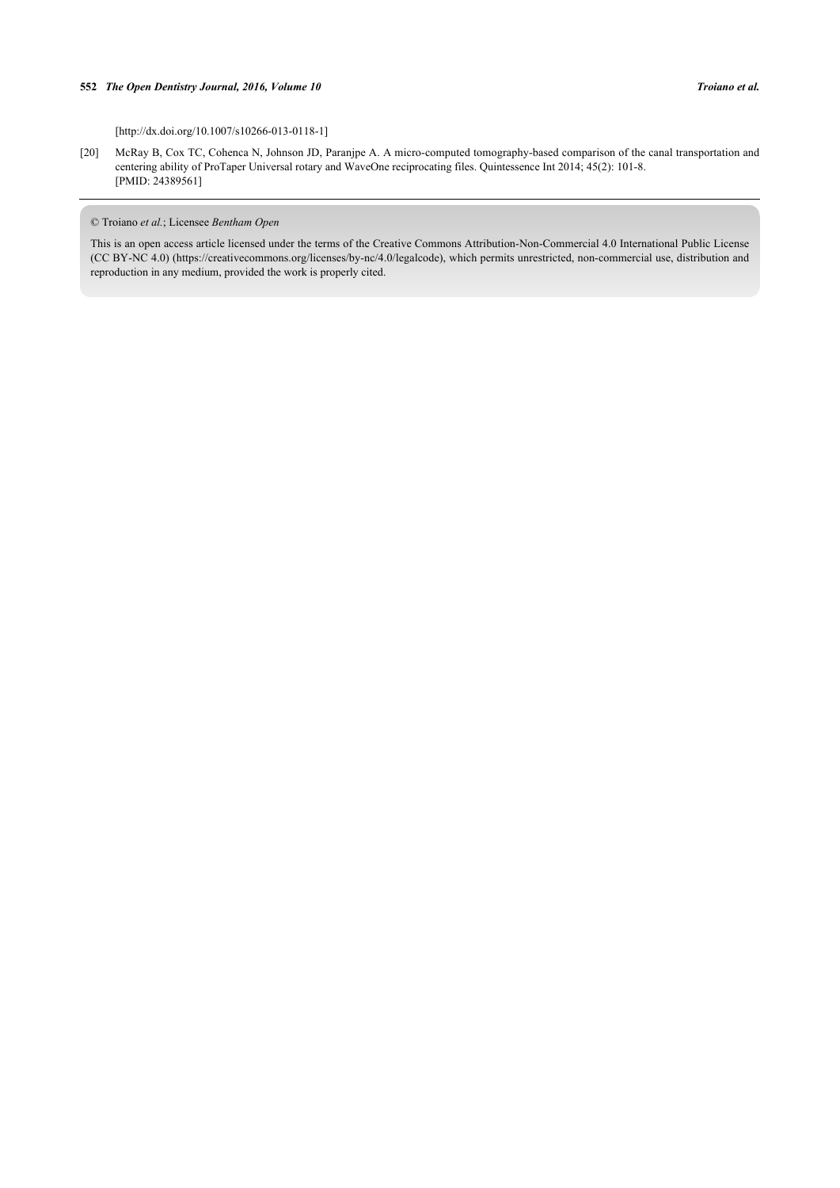[http://dx.doi.org/10.1007/s10266-013-0118-1]

[20] McRay B, Cox TC, Cohenca N, Johnson JD, Paranjpe A. A micro-computed tomography-based comparison of the canal transportation and centering ability of ProTaper Universal rotary and WaveOne reciprocating files. Quintessence Int 2014; 45(2): 101-8. [PMID: 24389561]

---

© Troiano *et al.*; Licensee *Bentham Open*

This is an open access article licensed under the terms of the Creative Commons Attribution-Non-Commercial 4.0 International Public License (CC BY-NC 4.0) (https://creativecommons.org/licenses/by-nc/4.0/legalcode), which permits unrestricted, non-commercial use, distribution and reproduction in any medium, provided the work is properly cited.